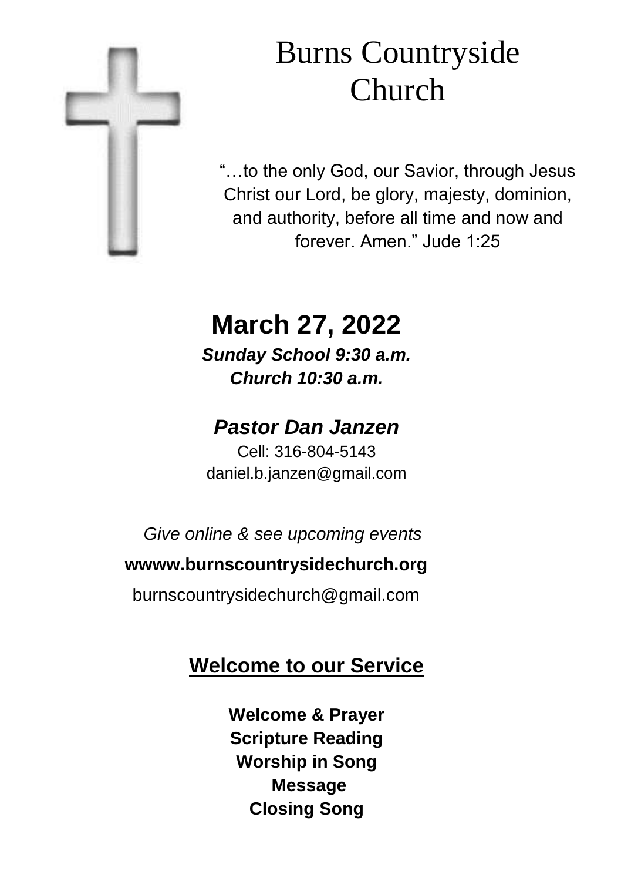# Burns Countryside Church

"…to the only God, our Savior, through Jesus Christ our Lord, be glory, majesty, dominion, and authority, before all time and now and forever. Amen." Jude 1:25

## March 27, 2022

***Sunday School 9:30 a.m.***
***Church 10:30 a.m.***

### *Pastor Dan Janzen*

Cell: 316-804-5143
daniel.b.janzen@gmail.com

*Give online & see upcoming events*

**wwww.burnscountrysidechurch.org**

burnscountrysidechurch@gmail.com

## Welcome to our Service

**Welcome & Prayer**
**Scripture Reading**
**Worship in Song**
**Message**
**Closing Song**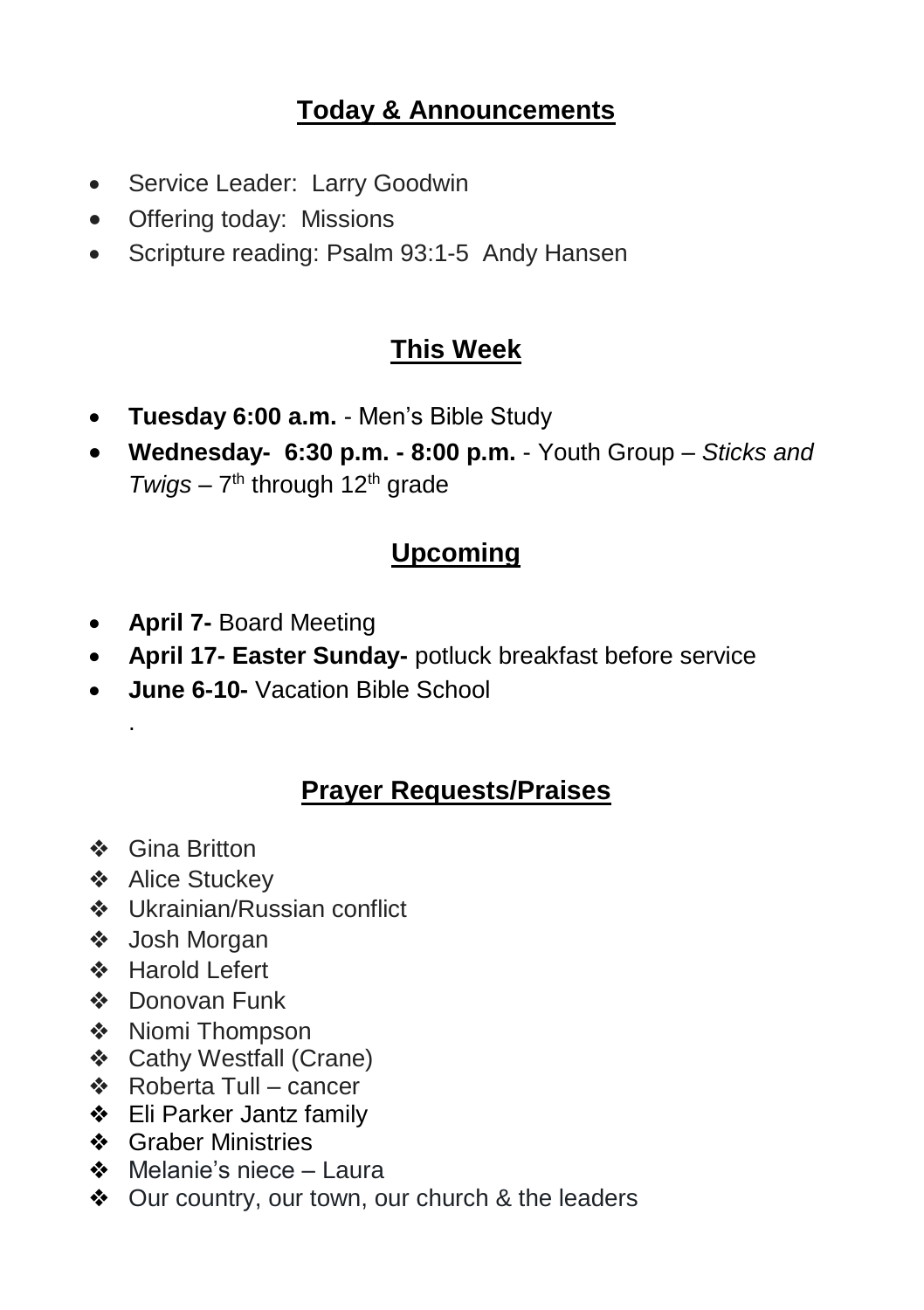## Today & Announcements

- Service Leader: Larry Goodwin
- Offering today: Missions
- Scripture reading: Psalm 93:1-5 Andy Hansen

## This Week

- **Tuesday 6:00 a.m.** - Men's Bible Study
- **Wednesday- 6:30 p.m. - 8:00 p.m.** - Youth Group – *Sticks and Twigs* – 7th through 12th grade

## Upcoming

- **April 7-** Board Meeting
- **April 17- Easter Sunday-** potluck breakfast before service
- **June 6-10-** Vacation Bible School

  .

## Prayer Requests/Praises

- Gina Britton
- Alice Stuckey
- Ukrainian/Russian conflict
- Josh Morgan
- Harold Lefert
- Donovan Funk
- Niomi Thompson
- Cathy Westfall (Crane)
- Roberta Tull – cancer
- Eli Parker Jantz family
- Graber Ministries
- Melanie's niece – Laura
- Our country, our town, our church & the leaders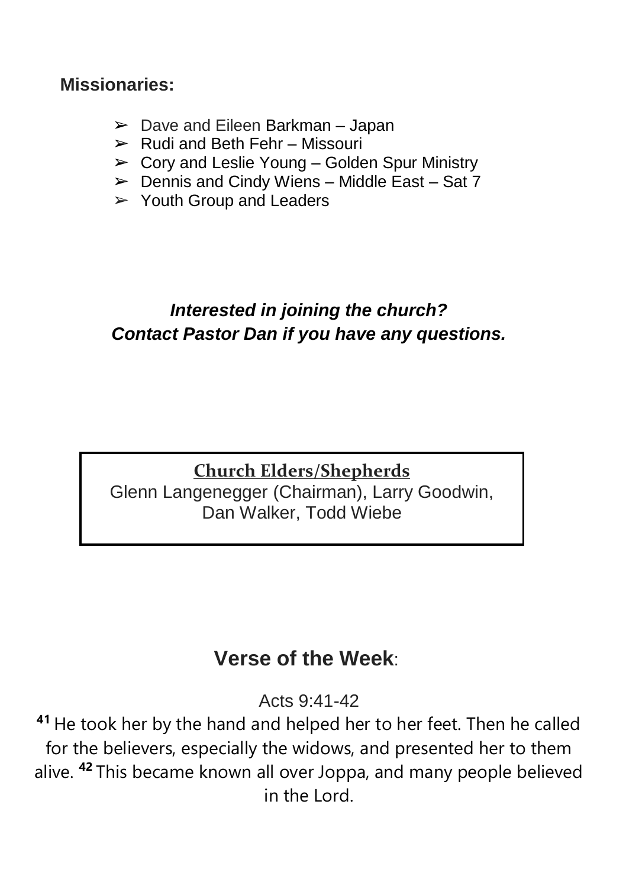**Missionaries:**

- Dave and Eileen Barkman – Japan
- Rudi and Beth Fehr – Missouri
- Cory and Leslie Young – Golden Spur Ministry
- Dennis and Cindy Wiens – Middle East – Sat 7
- Youth Group and Leaders

***Interested in joining the church?***
***Contact Pastor Dan if you have any questions.***

**Church Elders/Shepherds**

Glenn Langenegger (Chairman), Larry Goodwin, Dan Walker, Todd Wiebe

## Verse of the Week:

Acts 9:41-42

**41** He took her by the hand and helped her to her feet. Then he called for the believers, especially the widows, and presented her to them alive. **42** This became known all over Joppa, and many people believed in the Lord.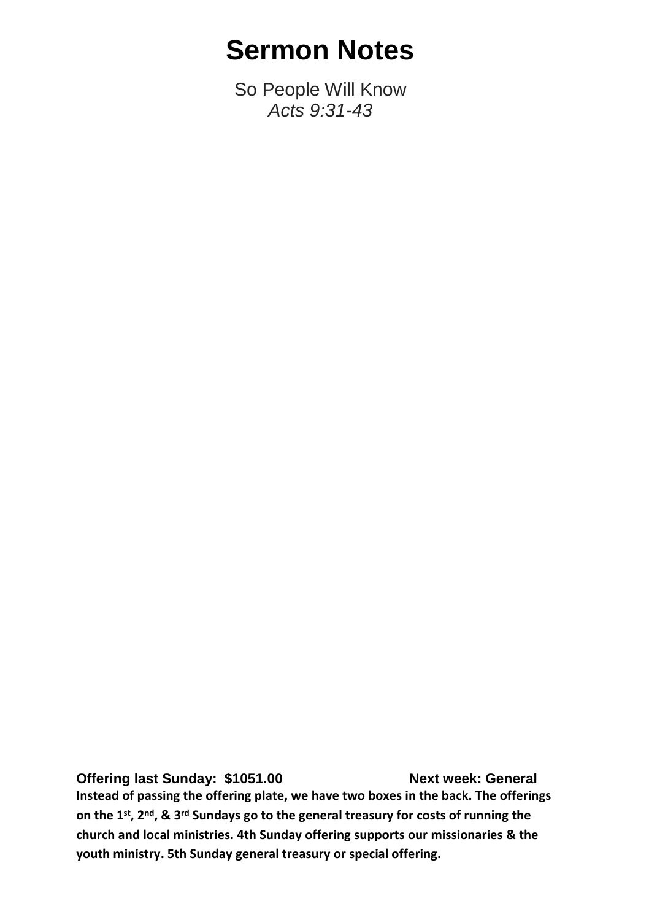# Sermon Notes

So People Will Know
*Acts 9:31-43*

**Offering last Sunday: $1051.00** **Next week: General**

**Instead of passing the offering plate, we have two boxes in the back. The offerings on the 1st, 2nd, & 3rd Sundays go to the general treasury for costs of running the church and local ministries. 4th Sunday offering supports our missionaries & the youth ministry. 5th Sunday general treasury or special offering.**